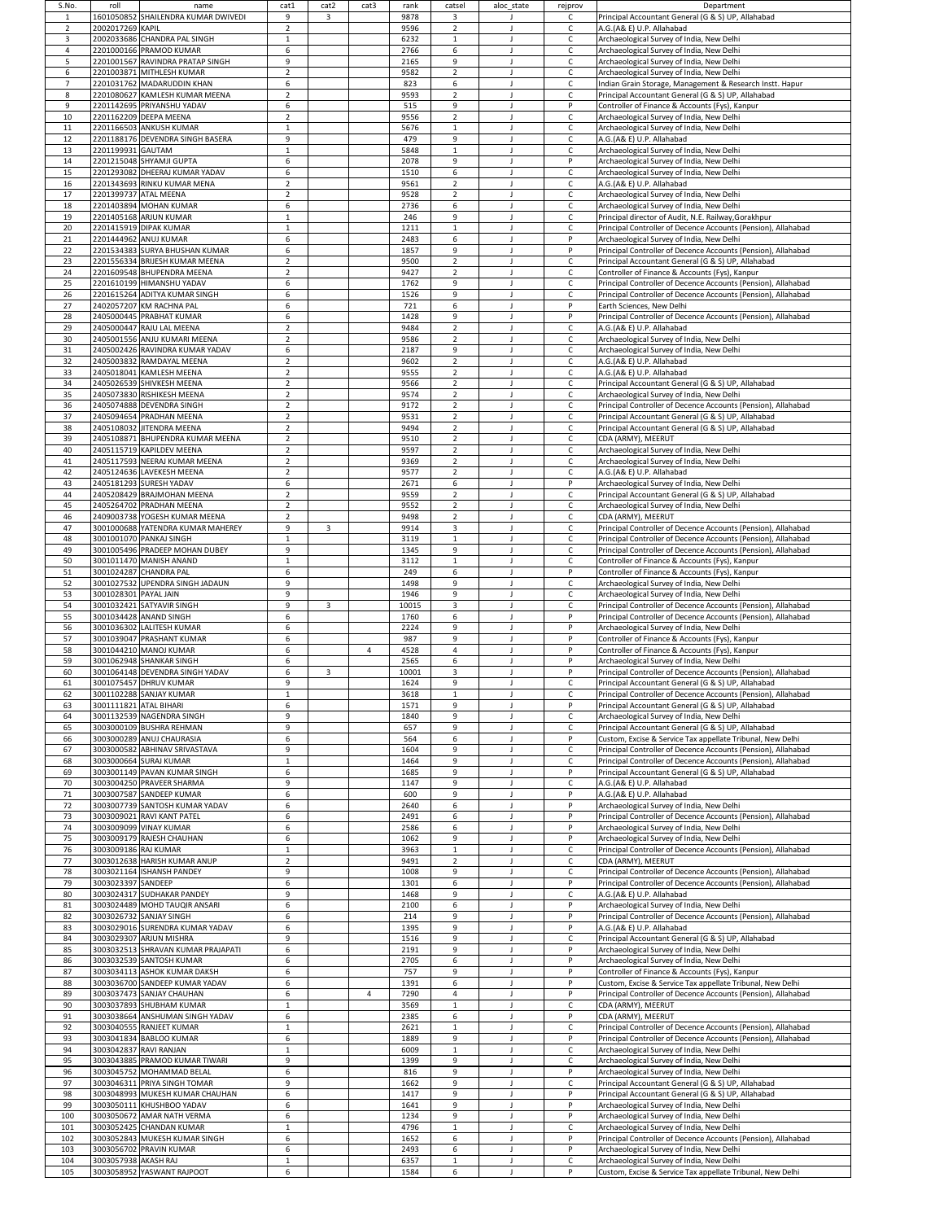| S.No. | roll | name | cat1 | cat2 | cat3 | rank | catsel | aloc_state | rejprov | Department |
|---|---|---|---|---|---|---|---|---|---|---|
| 1 | 1601050852 | SHAILENDRA KUMAR DWIVEDI | 9 | 3 | | 9878 | 3 | J | C | Principal Accountant General (G & S) UP, Allahabad |
| 2 | 2002017269 | KAPIL | 2 | | | 9596 | 2 | J | C | A.G.(A& E) U.P. Allahabad |
| 3 | 2002033686 | CHANDRA PAL SINGH | 1 | | | 6232 | 1 | J | C | Archaeological Survey of India, New Delhi |
| 4 | 2201000166 | PRAMOD KUMAR | 6 | | | 2766 | 6 | J | C | Archaeological Survey of India, New Delhi |
| 5 | 2201001567 | RAVINDRA PRATAP SINGH | 9 | | | 2165 | 9 | J | C | Archaeological Survey of India, New Delhi |
| 6 | 2201003871 | MITHLESH KUMAR | 2 | | | 9582 | 2 | J | C | Archaeological Survey of India, New Delhi |
| 7 | 2201031762 | MADARUDDIN KHAN | 6 | | | 823 | 6 | J | C | Indian Grain Storage, Management & Research Instt. Hapur |
| 8 | 2201080627 | KAMLESH KUMAR MEENA | 2 | | | 9593 | 2 | J | C | Principal Accountant General (G & S) UP, Allahabad |
| 9 | 2201142695 | PRIYANSHU YADAV | 6 | | | 515 | 9 | J | P | Controller of Finance & Accounts (Fys), Kanpur |
| 10 | 2201162209 | DEEPA MEENA | 2 | | | 9556 | 2 | J | C | Archaeological Survey of India, New Delhi |
| 11 | 2201166503 | ANKUSH KUMAR | 1 | | | 5676 | 1 | J | C | Archaeological Survey of India, New Delhi |
| 12 | 2201188176 | DEVENDRA SINGH BASERA | 9 | | | 479 | 9 | J | C | A.G.(A& E) U.P. Allahabad |
| 13 | 2201199931 | GAUTAM | 1 | | | 5848 | 1 | J | C | Archaeological Survey of India, New Delhi |
| 14 | 2201215048 | SHYAMJI GUPTA | 6 | | | 2078 | 9 | J | P | Archaeological Survey of India, New Delhi |
| 15 | 2201293082 | DHEERAJ KUMAR YADAV | 6 | | | 1510 | 6 | J | C | Archaeological Survey of India, New Delhi |
| 16 | 2201343693 | RINKU KUMAR MENA | 2 | | | 9561 | 2 | J | C | A.G.(A& E) U.P. Allahabad |
| 17 | 2201399737 | ATAL MEENA | 2 | | | 9528 | 2 | J | C | Archaeological Survey of India, New Delhi |
| 18 | 2201403894 | MOHAN KUMAR | 6 | | | 2736 | 6 | J | C | Archaeological Survey of India, New Delhi |
| 19 | 2201405168 | ARJUN KUMAR | 1 | | | 246 | 9 | J | C | Principal director of Audit, N.E. Railway,Gorakhpur |
| 20 | 2201415919 | DIPAK KUMAR | 1 | | | 1211 | 1 | J | C | Principal Controller of Decence Accounts (Pension), Allahabad |
| 21 | 2201444962 | ANUJ KUMAR | 6 | | | 2483 | 6 | J | P | Archaeological Survey of India, New Delhi |
| 22 | 2201534383 | SURYA BHUSHAN KUMAR | 6 | | | 1857 | 9 | J | P | Principal Controller of Decence Accounts (Pension), Allahabad |
| 23 | 2201556334 | BRIJESH KUMAR MEENA | 2 | | | 9500 | 2 | J | C | Principal Accountant General (G & S) UP, Allahabad |
| 24 | 2201609548 | BHUPENDRA MEENA | 2 | | | 9427 | 2 | J | C | Controller of Finance & Accounts (Fys), Kanpur |
| 25 | 2201610199 | HIMANSHU YADAV | 6 | | | 1762 | 9 | J | C | Principal Controller of Decence Accounts (Pension), Allahabad |
| 26 | 2201615264 | ADITYA KUMAR SINGH | 6 | | | 1526 | 9 | J | C | Principal Controller of Decence Accounts (Pension), Allahabad |
| 27 | 2402057207 | KM RACHNA PAL | 6 | | | 721 | 6 | J | P | Earth Sciences, New Delhi |
| 28 | 2405000445 | PRABHAT KUMAR | 6 | | | 1428 | 9 | J | P | Principal Controller of Decence Accounts (Pension), Allahabad |
| 29 | 2405000447 | RAJU LAL MEENA | 2 | | | 9484 | 2 | J | C | A.G.(A& E) U.P. Allahabad |
| 30 | 2405001556 | ANJU KUMARI MEENA | 2 | | | 9586 | 2 | J | C | Archaeological Survey of India, New Delhi |
| 31 | 2405002426 | RAVINDRA KUMAR YADAV | 6 | | | 2187 | 9 | J | C | Archaeological Survey of India, New Delhi |
| 32 | 2405003832 | RAMDAYAL MEENA | 2 | | | 9602 | 2 | J | C | A.G.(A& E) U.P. Allahabad |
| 33 | 2405018041 | KAMLESH MEENA | 2 | | | 9555 | 2 | J | C | A.G.(A& E) U.P. Allahabad |
| 34 | 2405026539 | SHIVKESH MEENA | 2 | | | 9566 | 2 | J | C | Principal Accountant General (G & S) UP, Allahabad |
| 35 | 2405073830 | RISHIKESH MEENA | 2 | | | 9574 | 2 | J | C | Archaeological Survey of India, New Delhi |
| 36 | 2405074888 | DEVENDRA SINGH | 2 | | | 9172 | 2 | J | C | Principal Controller of Decence Accounts (Pension), Allahabad |
| 37 | 2405094654 | PRADHAN MEENA | 2 | | | 9531 | 2 | J | C | Principal Accountant General (G & S) UP, Allahabad |
| 38 | 2405108032 | JITENDRA MEENA | 2 | | | 9494 | 2 | J | C | Principal Accountant General (G & S) UP, Allahabad |
| 39 | 2405108871 | BHUPENDRA KUMAR MEENA | 2 | | | 9510 | 2 | J | C | CDA (ARMY), MEERUT |
| 40 | 2405115719 | KAPILDEV MEENA | 2 | | | 9597 | 2 | J | C | Archaeological Survey of India, New Delhi |
| 41 | 2405117593 | NEERAJ KUMAR MEENA | 2 | | | 9369 | 2 | J | C | Archaeological Survey of India, New Delhi |
| 42 | 2405124636 | LAVEKESH MEENA | 2 | | | 9577 | 2 | J | C | A.G.(A& E) U.P. Allahabad |
| 43 | 2405181293 | SURESH YADAV | 6 | | | 2671 | 6 | J | P | Archaeological Survey of India, New Delhi |
| 44 | 2405208429 | BRAJMOHAN MEENA | 2 | | | 9559 | 2 | J | C | Principal Accountant General (G & S) UP, Allahabad |
| 45 | 2405264702 | PRADHAN MEENA | 2 | | | 9552 | 2 | J | C | Archaeological Survey of India, New Delhi |
| 46 | 2409003738 | YOGESH KUMAR MEENA | 2 | | | 9498 | 2 | J | C | CDA (ARMY), MEERUT |
| 47 | 3001000688 | YATENDRA KUMAR MAHEREY | 9 | 3 | | 9914 | 3 | J | C | Principal Controller of Decence Accounts (Pension), Allahabad |
| 48 | 3001001070 | PANKAJ SINGH | 1 | | | 3119 | 1 | J | C | Principal Controller of Decence Accounts (Pension), Allahabad |
| 49 | 3001005496 | PRADEEP MOHAN DUBEY | 9 | | | 1345 | 9 | J | C | Principal Controller of Decence Accounts (Pension), Allahabad |
| 50 | 3001011470 | MANISH ANAND | 1 | | | 3112 | 1 | J | C | Controller of Finance & Accounts (Fys), Kanpur |
| 51 | 3001024287 | CHANDRA PAL | 6 | | | 249 | 6 | J | P | Controller of Finance & Accounts (Fys), Kanpur |
| 52 | 3001027532 | UPENDRA SINGH JADAUN | 9 | | | 1498 | 9 | J | C | Archaeological Survey of India, New Delhi |
| 53 | 3001028301 | PAYAL JAIN | 9 | | | 1946 | 9 | J | C | Archaeological Survey of India, New Delhi |
| 54 | 3001032421 | SATYAVIR SINGH | 9 | 3 | | 10015 | 3 | J | C | Principal Controller of Decence Accounts (Pension), Allahabad |
| 55 | 3001034428 | ANAND SINGH | 6 | | | 1760 | 6 | J | P | Principal Controller of Decence Accounts (Pension), Allahabad |
| 56 | 3001036302 | LALITESH KUMAR | 6 | | | 2224 | 9 | J | P | Archaeological Survey of India, New Delhi |
| 57 | 3001039047 | PRASHANT KUMAR | 6 | | | 987 | 9 | J | P | Controller of Finance & Accounts (Fys), Kanpur |
| 58 | 3001044210 | MANOJ KUMAR | 6 | | 4 | 4528 | 4 | J | P | Controller of Finance & Accounts (Fys), Kanpur |
| 59 | 3001062948 | SHANKAR SINGH | 6 | | | 2565 | 6 | J | P | Archaeological Survey of India, New Delhi |
| 60 | 3001064148 | DEVENDRA SINGH YADAV | 6 | 3 | | 10001 | 3 | J | P | Principal Controller of Decence Accounts (Pension), Allahabad |
| 61 | 3001075457 | DHRUV KUMAR | 9 | | | 1624 | 9 | J | C | Principal Accountant General (G & S) UP, Allahabad |
| 62 | 3001102288 | SANJAY KUMAR | 1 | | | 3618 | 1 | J | C | Principal Controller of Decence Accounts (Pension), Allahabad |
| 63 | 3001111821 | ATAL BIHARI | 6 | | | 1571 | 9 | J | P | Principal Accountant General (G & S) UP, Allahabad |
| 64 | 3001132539 | NAGENDRA SINGH | 9 | | | 1840 | 9 | J | C | Archaeological Survey of India, New Delhi |
| 65 | 3003000109 | BUSHRA REHMAN | 9 | | | 657 | 9 | J | C | Principal Accountant General (G & S) UP, Allahabad |
| 66 | 3003000289 | ANUJ CHAURASIA | 6 | | | 564 | 6 | J | P | Custom, Excise & Service Tax appellate Tribunal, New Delhi |
| 67 | 3003000582 | ABHINAV SRIVASTAVA | 9 | | | 1604 | 9 | J | C | Principal Controller of Decence Accounts (Pension), Allahabad |
| 68 | 3003000664 | SURAJ KUMAR | 1 | | | 1464 | 9 | J | C | Principal Controller of Decence Accounts (Pension), Allahabad |
| 69 | 3003001149 | PAVAN KUMAR SINGH | 6 | | | 1685 | 9 | J | P | Principal Accountant General (G & S) UP, Allahabad |
| 70 | 3003004250 | PRAVEER SHARMA | 9 | | | 1147 | 9 | J | C | A.G.(A& E) U.P. Allahabad |
| 71 | 3003007587 | SANDEEP KUMAR | 6 | | | 600 | 9 | J | P | A.G.(A& E) U.P. Allahabad |
| 72 | 3003007739 | SANTOSH KUMAR YADAV | 6 | | | 2640 | 6 | J | P | Archaeological Survey of India, New Delhi |
| 73 | 3003009021 | RAVI KANT PATEL | 6 | | | 2491 | 6 | J | P | Principal Controller of Decence Accounts (Pension), Allahabad |
| 74 | 3003009099 | VINAY KUMAR | 6 | | | 2586 | 6 | J | P | Archaeological Survey of India, New Delhi |
| 75 | 3003009179 | RAJESH CHAUHAN | 6 | | | 1062 | 9 | J | P | Archaeological Survey of India, New Delhi |
| 76 | 3003009186 | RAJ KUMAR | 1 | | | 3963 | 1 | J | C | Principal Controller of Decence Accounts (Pension), Allahabad |
| 77 | 3003012638 | HARISH KUMAR ANUP | 2 | | | 9491 | 2 | J | C | CDA (ARMY), MEERUT |
| 78 | 3003021164 | ISHANSH PANDEY | 9 | | | 1008 | 9 | J | C | Principal Controller of Decence Accounts (Pension), Allahabad |
| 79 | 3003023397 | SANDEEP | 6 | | | 1301 | 6 | J | P | Principal Controller of Decence Accounts (Pension), Allahabad |
| 80 | 3003024317 | SUDHAKAR PANDEY | 9 | | | 1468 | 9 | J | C | A.G.(A& E) U.P. Allahabad |
| 81 | 3003024489 | MOHD TAUQIR ANSARI | 6 | | | 2100 | 6 | J | P | Archaeological Survey of India, New Delhi |
| 82 | 3003026732 | SANJAY SINGH | 6 | | | 214 | 9 | J | P | Principal Controller of Decence Accounts (Pension), Allahabad |
| 83 | 3003029016 | SURENDRA KUMAR YADAV | 6 | | | 1395 | 9 | J | P | A.G.(A& E) U.P. Allahabad |
| 84 | 3003029307 | ARJUN MISHRA | 9 | | | 1516 | 9 | J | C | Principal Accountant General (G & S) UP, Allahabad |
| 85 | 3003032513 | SHRAVAN KUMAR PRAJAPATI | 6 | | | 2191 | 9 | J | P | Archaeological Survey of India, New Delhi |
| 86 | 3003032539 | SANTOSH KUMAR | 6 | | | 2705 | 6 | J | P | Archaeological Survey of India, New Delhi |
| 87 | 3003034113 | ASHOK KUMAR DAKSH | 6 | | | 757 | 9 | J | P | Controller of Finance & Accounts (Fys), Kanpur |
| 88 | 3003036700 | SANDEEP KUMAR YADAV | 6 | | | 1391 | 6 | J | P | Custom, Excise & Service Tax appellate Tribunal, New Delhi |
| 89 | 3003037473 | SANJAY CHAUHAN | 6 | | 4 | 7290 | 4 | J | P | Principal Controller of Decence Accounts (Pension), Allahabad |
| 90 | 3003037893 | SHUBHAM KUMAR | 1 | | | 3569 | 1 | J | C | CDA (ARMY), MEERUT |
| 91 | 3003038664 | ANSHUMAN SINGH YADAV | 6 | | | 2385 | 6 | J | P | CDA (ARMY), MEERUT |
| 92 | 3003040555 | RANJEET KUMAR | 1 | | | 2621 | 1 | J | C | Principal Controller of Decence Accounts (Pension), Allahabad |
| 93 | 3003041834 | BABLOO KUMAR | 6 | | | 1889 | 9 | J | P | Principal Controller of Decence Accounts (Pension), Allahabad |
| 94 | 3003042837 | RAVI RANJAN | 1 | | | 6009 | 1 | J | C | Archaeological Survey of India, New Delhi |
| 95 | 3003043885 | PRAMOD KUMAR TIWARI | 9 | | | 1399 | 9 | J | C | Archaeological Survey of India, New Delhi |
| 96 | 3003045752 | MOHAMMAD BELAL | 6 | | | 816 | 9 | J | P | Archaeological Survey of India, New Delhi |
| 97 | 3003046311 | PRIYA SINGH TOMAR | 9 | | | 1662 | 9 | J | C | Principal Accountant General (G & S) UP, Allahabad |
| 98 | 3003048993 | MUKESH KUMAR CHAUHAN | 6 | | | 1417 | 9 | J | P | Principal Accountant General (G & S) UP, Allahabad |
| 99 | 3003050111 | KHUSHBOO YADAV | 6 | | | 1641 | 9 | J | P | Archaeological Survey of India, New Delhi |
| 100 | 3003050672 | AMAR NATH VERMA | 6 | | | 1234 | 9 | J | P | Archaeological Survey of India, New Delhi |
| 101 | 3003052425 | CHANDAN KUMAR | 1 | | | 4796 | 1 | J | C | Archaeological Survey of India, New Delhi |
| 102 | 3003052843 | MUKESH KUMAR SINGH | 6 | | | 1652 | 6 | J | P | Principal Controller of Decence Accounts (Pension), Allahabad |
| 103 | 3003056702 | PRAVIN KUMAR | 6 | | | 2493 | 6 | J | P | Archaeological Survey of India, New Delhi |
| 104 | 3003057938 | AKASH RAJ | 1 | | | 6357 | 1 | J | C | Archaeological Survey of India, New Delhi |
| 105 | 3003058952 | YASWANT RAJPOOT | 6 | | | 1584 | 6 | J | P | Custom, Excise & Service Tax appellate Tribunal, New Delhi |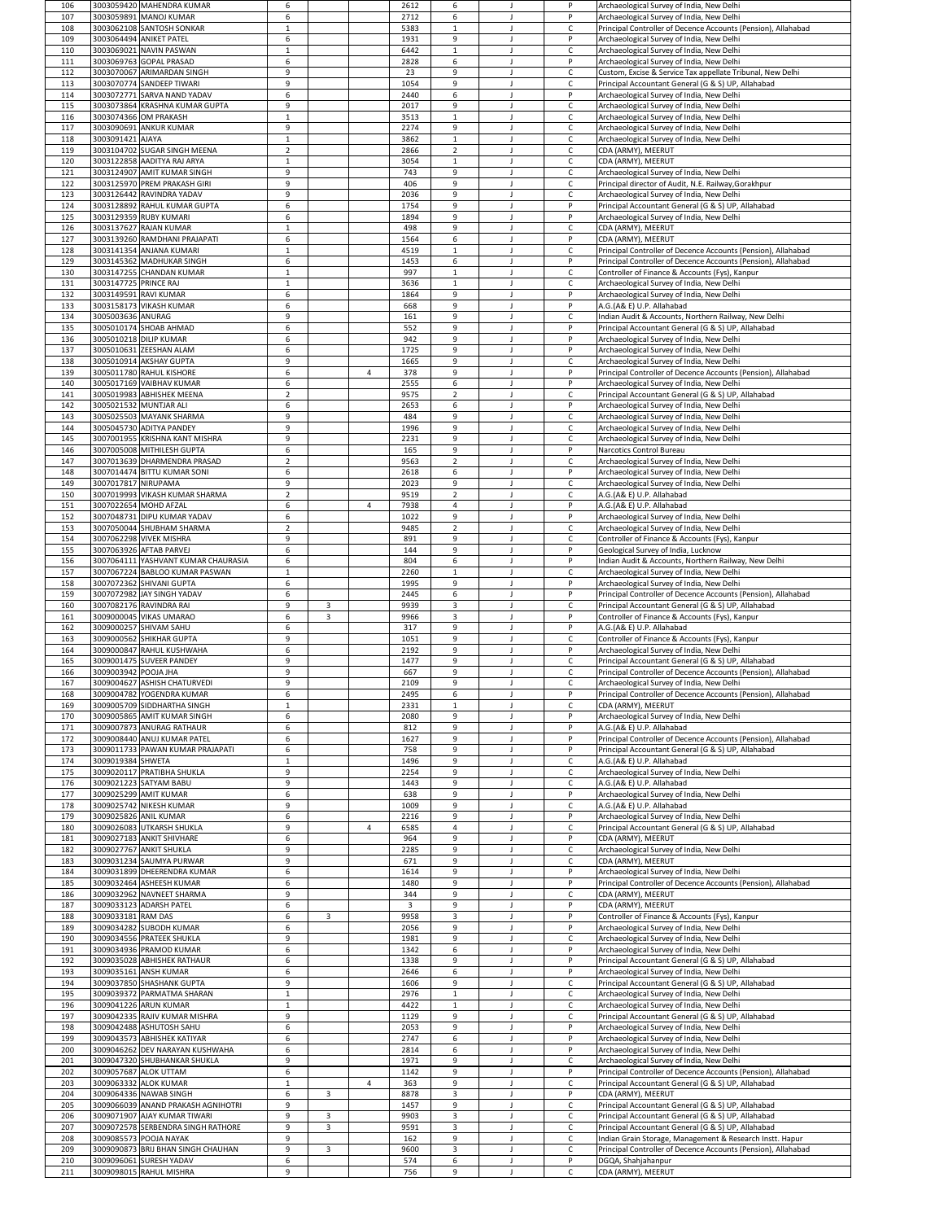| | | | | | | | | | | |
|---|---|---|---|---|---|---|---|---|---|---|
| 106 | 3003059420 | MAHENDRA KUMAR | 6 | | | 2612 | 6 | J | P | Archaeological Survey of India, New Delhi |
| 107 | 3003059891 | MANOJ KUMAR | 6 | | | 2712 | 6 | J | P | Archaeological Survey of India, New Delhi |
| 108 | 3003062108 | SANTOSH SONKAR | 1 | | | 5383 | 1 | J | C | Principal Controller of Decence Accounts (Pension), Allahabad |
| 109 | 3003064494 | ANIKET PATEL | 6 | | | 1931 | 9 | J | P | Archaeological Survey of India, New Delhi |
| 110 | 3003069021 | NAVIN PASWAN | 1 | | | 6442 | 1 | J | C | Archaeological Survey of India, New Delhi |
| 111 | 3003069763 | GOPAL PRASAD | 6 | | | 2828 | 6 | J | P | Archaeological Survey of India, New Delhi |
| 112 | 3003070067 | ARIMARDAN SINGH | 9 | | | 23 | 9 | J | C | Custom, Excise & Service Tax appellate Tribunal, New Delhi |
| 113 | 3003070774 | SANDEEP TIWARI | 9 | | | 1054 | 9 | J | C | Principal Accountant General (G & S) UP, Allahabad |
| 114 | 3003072771 | SARVA NAND YADAV | 6 | | | 2440 | 6 | J | P | Archaeological Survey of India, New Delhi |
| 115 | 3003073864 | KRASHNA KUMAR GUPTA | 9 | | | 2017 | 9 | J | C | Archaeological Survey of India, New Delhi |
| 116 | 3003074366 | OM PRAKASH | 1 | | | 3513 | 1 | J | C | Archaeological Survey of India, New Delhi |
| 117 | 3003090691 | ANKUR KUMAR | 9 | | | 2274 | 9 | J | C | Archaeological Survey of India, New Delhi |
| 118 | 3003091421 | AJAYA | 1 | | | 3862 | 1 | J | C | Archaeological Survey of India, New Delhi |
| 119 | 3003104702 | SUGAR SINGH MEENA | 2 | | | 2866 | 2 | J | C | CDA (ARMY), MEERUT |
| 120 | 3003122858 | AADITYA RAJ ARYA | 1 | | | 3054 | 1 | J | C | CDA (ARMY), MEERUT |
| 121 | 3003124907 | AMIT KUMAR SINGH | 9 | | | 743 | 9 | J | C | Archaeological Survey of India, New Delhi |
| 122 | 3003125970 | PREM PRAKASH GIRI | 9 | | | 406 | 9 | J | C | Principal director of Audit, N.E. Railway,Gorakhpur |
| 123 | 3003126442 | RAVINDRA YADAV | 9 | | | 2036 | 9 | J | C | Archaeological Survey of India, New Delhi |
| 124 | 3003128892 | RAHUL KUMAR GUPTA | 6 | | | 1754 | 9 | J | P | Principal Accountant General (G & S) UP, Allahabad |
| 125 | 3003129359 | RUBY KUMARI | 6 | | | 1894 | 9 | J | P | Archaeological Survey of India, New Delhi |
| 126 | 3003137627 | RAJAN KUMAR | 1 | | | 498 | 9 | J | C | CDA (ARMY), MEERUT |
| 127 | 3003139260 | RAMDHANI PRAJAPATI | 6 | | | 1564 | 6 | J | P | CDA (ARMY), MEERUT |
| 128 | 3003141354 | ANJANA KUMARI | 1 | | | 4519 | 1 | J | C | Principal Controller of Decence Accounts (Pension), Allahabad |
| 129 | 3003145362 | MADHUKAR SINGH | 6 | | | 1453 | 6 | J | P | Principal Controller of Decence Accounts (Pension), Allahabad |
| 130 | 3003147255 | CHANDAN KUMAR | 1 | | | 997 | 1 | J | C | Controller of Finance & Accounts (Fys), Kanpur |
| 131 | 3003147725 | PRINCE RAJ | 1 | | | 3636 | 1 | J | C | Archaeological Survey of India, New Delhi |
| 132 | 3003149591 | RAVI KUMAR | 6 | | | 1864 | 9 | J | P | Archaeological Survey of India, New Delhi |
| 133 | 3003158173 | VIKASH KUMAR | 6 | | | 668 | 9 | J | P | A.G.(A& E) U.P. Allahabad |
| 134 | 3005003636 | ANURAG | 9 | | | 161 | 9 | J | C | Indian Audit & Accounts, Northern Railway, New Delhi |
| 135 | 3005010174 | SHOAB AHMAD | 6 | | | 552 | 9 | J | P | Principal Accountant General (G & S) UP, Allahabad |
| 136 | 3005010218 | DILIP KUMAR | 6 | | | 942 | 9 | J | P | Archaeological Survey of India, New Delhi |
| 137 | 3005010631 | ZEESHAN ALAM | 6 | | | 1725 | 9 | J | P | Archaeological Survey of India, New Delhi |
| 138 | 3005010914 | AKSHAY GUPTA | 9 | | | 1665 | 9 | J | C | Archaeological Survey of India, New Delhi |
| 139 | 3005011780 | RAHUL KISHORE | 6 | | 4 | 378 | 9 | J | P | Principal Controller of Decence Accounts (Pension), Allahabad |
| 140 | 3005017169 | VAIBHAV KUMAR | 6 | | | 2555 | 6 | J | P | Archaeological Survey of India, New Delhi |
| 141 | 3005019983 | ABHISHEK MEENA | 2 | | | 9575 | 2 | J | C | Principal Accountant General (G & S) UP, Allahabad |
| 142 | 3005021532 | MUNTJAR ALI | 6 | | | 2653 | 6 | J | P | Archaeological Survey of India, New Delhi |
| 143 | 3005025503 | MAYANK SHARMA | 9 | | | 484 | 9 | J | C | Archaeological Survey of India, New Delhi |
| 144 | 3005045730 | ADITYA PANDEY | 9 | | | 1996 | 9 | J | C | Archaeological Survey of India, New Delhi |
| 145 | 3007001955 | KRISHNA KANT MISHRA | 9 | | | 2231 | 9 | J | C | Archaeological Survey of India, New Delhi |
| 146 | 3007005008 | MITHILESH GUPTA | 6 | | | 165 | 9 | J | P | Narcotics Control Bureau |
| 147 | 3007013639 | DHARMENDRA PRASAD | 2 | | | 9563 | 2 | J | C | Archaeological Survey of India, New Delhi |
| 148 | 3007014474 | BITTU KUMAR SONI | 6 | | | 2618 | 6 | J | P | Archaeological Survey of India, New Delhi |
| 149 | 3007017817 | NIRUPAMA | 9 | | | 2023 | 9 | J | C | Archaeological Survey of India, New Delhi |
| 150 | 3007019993 | VIKASH KUMAR SHARMA | 2 | | | 9519 | 2 | J | C | A.G.(A& E) U.P. Allahabad |
| 151 | 3007022654 | MOHD AFZAL | 6 | | 4 | 7938 | 4 | J | P | A.G.(A& E) U.P. Allahabad |
| 152 | 3007048731 | DIPU KUMAR YADAV | 6 | | | 1022 | 9 | J | P | Archaeological Survey of India, New Delhi |
| 153 | 3007050044 | SHUBHAM SHARMA | 2 | | | 9485 | 2 | J | C | Archaeological Survey of India, New Delhi |
| 154 | 3007062298 | VIVEK MISHRA | 9 | | | 891 | 9 | J | C | Controller of Finance & Accounts (Fys), Kanpur |
| 155 | 3007063926 | AFTAB PARVEJ | 6 | | | 144 | 9 | J | P | Geological Survey of India, Lucknow |
| 156 | 3007064111 | YASHVANT KUMAR CHAURASIA | 6 | | | 804 | 6 | J | P | Indian Audit & Accounts, Northern Railway, New Delhi |
| 157 | 3007067224 | BABLOO KUMAR PASWAN | 1 | | | 2260 | 1 | J | C | Archaeological Survey of India, New Delhi |
| 158 | 3007072362 | SHIVANI GUPTA | 6 | | | 1995 | 9 | J | P | Archaeological Survey of India, New Delhi |
| 159 | 3007072982 | JAY SINGH YADAV | 6 | | | 2445 | 6 | J | P | Principal Controller of Decence Accounts (Pension), Allahabad |
| 160 | 3007082176 | RAVINDRA RAI | 9 | 3 | | 9939 | 3 | J | C | Principal Accountant General (G & S) UP, Allahabad |
| 161 | 3009000045 | VIKAS UMARAO | 6 | 3 | | 9966 | 3 | J | P | Controller of Finance & Accounts (Fys), Kanpur |
| 162 | 3009000257 | SHIVAM SAHU | 6 | | | 317 | 9 | J | P | A.G.(A& E) U.P. Allahabad |
| 163 | 3009000562 | SHIKHAR GUPTA | 9 | | | 1051 | 9 | J | C | Controller of Finance & Accounts (Fys), Kanpur |
| 164 | 3009000847 | RAHUL KUSHWAHA | 6 | | | 2192 | 9 | J | P | Archaeological Survey of India, New Delhi |
| 165 | 3009001475 | SUVEER PANDEY | 9 | | | 1477 | 9 | J | C | Principal Accountant General (G & S) UP, Allahabad |
| 166 | 3009003942 | POOJA JHA | 9 | | | 667 | 9 | J | C | Principal Controller of Decence Accounts (Pension), Allahabad |
| 167 | 3009004627 | ASHISH CHATURVEDI | 9 | | | 2109 | 9 | J | C | Archaeological Survey of India, New Delhi |
| 168 | 3009004782 | YOGENDRA KUMAR | 6 | | | 2495 | 6 | J | P | Principal Controller of Decence Accounts (Pension), Allahabad |
| 169 | 3009005709 | SIDDHARTHA SINGH | 1 | | | 2331 | 1 | J | C | CDA (ARMY), MEERUT |
| 170 | 3009005865 | AMIT KUMAR SINGH | 6 | | | 2080 | 9 | J | P | Archaeological Survey of India, New Delhi |
| 171 | 3009007873 | ANURAG RATHAUR | 6 | | | 812 | 9 | J | P | A.G.(A& E) U.P. Allahabad |
| 172 | 3009008440 | ANUJ KUMAR PATEL | 6 | | | 1627 | 9 | J | P | Principal Controller of Decence Accounts (Pension), Allahabad |
| 173 | 3009011733 | PAWAN KUMAR PRAJAPATI | 6 | | | 758 | 9 | J | P | Principal Accountant General (G & S) UP, Allahabad |
| 174 | 3009019384 | SHWETA | 1 | | | 1496 | 9 | J | C | A.G.(A& E) U.P. Allahabad |
| 175 | 3009020117 | PRATIBHA SHUKLA | 9 | | | 2254 | 9 | J | C | Archaeological Survey of India, New Delhi |
| 176 | 3009021223 | SATYAM BABU | 9 | | | 1443 | 9 | J | C | A.G.(A& E) U.P. Allahabad |
| 177 | 3009025299 | AMIT KUMAR | 6 | | | 638 | 9 | J | P | Archaeological Survey of India, New Delhi |
| 178 | 3009025742 | NIKESH KUMAR | 9 | | | 1009 | 9 | J | C | A.G.(A& E) U.P. Allahabad |
| 179 | 3009025826 | ANIL KUMAR | 6 | | | 2216 | 9 | J | P | Archaeological Survey of India, New Delhi |
| 180 | 3009026083 | UTKARSH SHUKLA | 9 | | 4 | 6585 | 4 | J | C | Principal Accountant General (G & S) UP, Allahabad |
| 181 | 3009027183 | ANKIT SHIVHARE | 6 | | | 964 | 9 | J | P | CDA (ARMY), MEERUT |
| 182 | 3009027767 | ANKIT SHUKLA | 9 | | | 2285 | 9 | J | C | Archaeological Survey of India, New Delhi |
| 183 | 3009031234 | SAUMYA PURWAR | 9 | | | 671 | 9 | J | C | CDA (ARMY), MEERUT |
| 184 | 3009031899 | DHEERENDRA KUMAR | 6 | | | 1614 | 9 | J | P | Archaeological Survey of India, New Delhi |
| 185 | 3009032464 | ASHEESH KUMAR | 6 | | | 1480 | 9 | J | P | Principal Controller of Decence Accounts (Pension), Allahabad |
| 186 | 3009032962 | NAVNEET SHARMA | 9 | | | 344 | 9 | J | C | CDA (ARMY), MEERUT |
| 187 | 3009033123 | ADARSH PATEL | 6 | | | 3 | 9 | J | P | CDA (ARMY), MEERUT |
| 188 | 3009033181 | RAM DAS | 6 | 3 | | 9958 | 3 | J | P | Controller of Finance & Accounts (Fys), Kanpur |
| 189 | 3009034282 | SUBODH KUMAR | 6 | | | 2056 | 9 | J | P | Archaeological Survey of India, New Delhi |
| 190 | 3009034556 | PRATEEK SHUKLA | 9 | | | 1981 | 9 | J | C | Archaeological Survey of India, New Delhi |
| 191 | 3009034936 | PRAMOD KUMAR | 6 | | | 1342 | 6 | J | P | Archaeological Survey of India, New Delhi |
| 192 | 3009035028 | ABHISHEK RATHAUR | 6 | | | 1338 | 9 | J | P | Principal Accountant General (G & S) UP, Allahabad |
| 193 | 3009035161 | ANSH KUMAR | 6 | | | 2646 | 6 | J | P | Archaeological Survey of India, New Delhi |
| 194 | 3009037850 | SHASHANK GUPTA | 9 | | | 1606 | 9 | J | C | Principal Accountant General (G & S) UP, Allahabad |
| 195 | 3009039372 | PARMATMA SHARAN | 1 | | | 2976 | 1 | J | C | Archaeological Survey of India, New Delhi |
| 196 | 3009041226 | ARUN KUMAR | 1 | | | 4422 | 1 | J | C | Archaeological Survey of India, New Delhi |
| 197 | 3009042335 | RAJIV KUMAR MISHRA | 9 | | | 1129 | 9 | J | C | Principal Accountant General (G & S) UP, Allahabad |
| 198 | 3009042488 | ASHUTOSH SAHU | 6 | | | 2053 | 9 | J | P | Archaeological Survey of India, New Delhi |
| 199 | 3009043573 | ABHISHEK KATIYAR | 6 | | | 2747 | 6 | J | P | Archaeological Survey of India, New Delhi |
| 200 | 3009046262 | DEV NARAYAN KUSHWAHA | 6 | | | 2814 | 6 | J | P | Archaeological Survey of India, New Delhi |
| 201 | 3009047320 | SHUBHANKAR SHUKLA | 9 | | | 1971 | 9 | J | C | Archaeological Survey of India, New Delhi |
| 202 | 3009057687 | ALOK UTTAM | 6 | | | 1142 | 9 | J | P | Principal Controller of Decence Accounts (Pension), Allahabad |
| 203 | 3009063332 | ALOK KUMAR | 1 | | 4 | 363 | 9 | J | C | Principal Accountant General (G & S) UP, Allahabad |
| 204 | 3009064336 | NAWAB SINGH | 6 | 3 | | 8878 | 3 | J | P | CDA (ARMY), MEERUT |
| 205 | 3009066039 | ANAND PRAKASH AGNIHOTRI | 9 | | | 1457 | 9 | J | C | Principal Accountant General (G & S) UP, Allahabad |
| 206 | 3009071907 | AJAY KUMAR TIWARI | 9 | 3 | | 9903 | 3 | J | C | Principal Accountant General (G & S) UP, Allahabad |
| 207 | 3009072578 | SERBENDRA SINGH RATHORE | 9 | 3 | | 9591 | 3 | J | C | Principal Accountant General (G & S) UP, Allahabad |
| 208 | 3009085573 | POOJA NAYAK | 9 | | | 162 | 9 | J | C | Indian Grain Storage, Management & Research Instt. Hapur |
| 209 | 3009090873 | BRIJ BHAN SINGH CHAUHAN | 9 | 3 | | 9600 | 3 | J | C | Principal Controller of Decence Accounts (Pension), Allahabad |
| 210 | 3009096061 | SURESH YADAV | 6 | | | 574 | 6 | J | P | DGQA, Shahjahanpur |
| 211 | 3009098015 | RAHUL MISHRA | 9 | | | 756 | 9 | J | C | CDA (ARMY), MEERUT |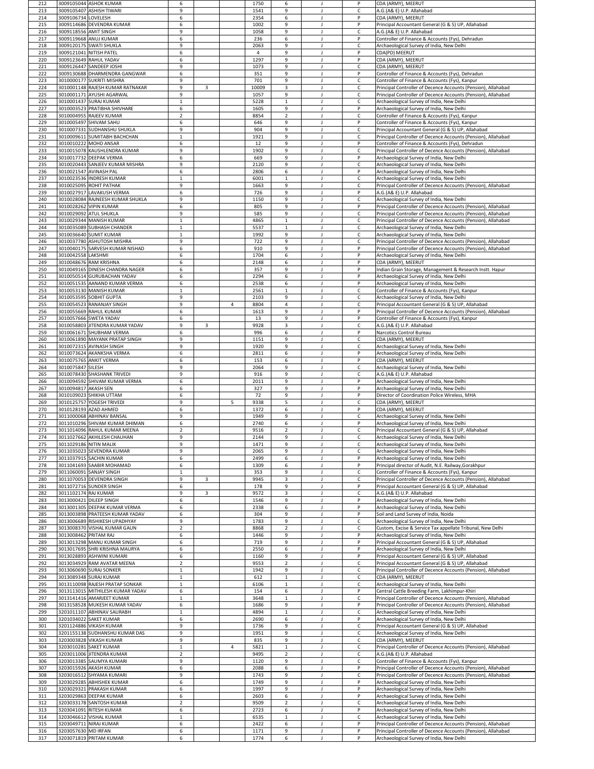| | | | | | | | | | | |
|---|---|---|---|---|---|---|---|---|---|---|
| 212 | 3009105044 | ASHOK KUMAR | 6 | | | 1750 | 6 | J | P | CDA (ARMY), MEERUT |
| 213 | 3009105407 | ASHISH TIWARI | 9 | | | 1541 | 9 | J | C | A.G.(A& E) U.P. Allahabad |
| 214 | 3009106734 | LOVELESH | 6 | | | 2354 | 6 | J | P | CDA (ARMY), MEERUT |
| 215 | 3009114686 | DEVENDRA KUMAR | 6 | | | 1002 | 9 | J | P | Principal Accountant General (G & S) UP, Allahabad |
| 216 | 3009118556 | AMIT SINGH | 9 | | | 1058 | 9 | J | C | A.G.(A& E) U.P. Allahabad |
| 217 | 3009119668 | ANUJ KUMAR | 6 | | | 236 | 6 | J | P | Controller of Finance & Accounts (Fys), Dehradun |
| 218 | 3009120175 | SWATI SHUKLA | 9 | | | 2063 | 9 | J | C | Archaeological Survey of India, New Delhi |
| 219 | 3009121041 | NITISH PATEL | 6 | | | 4 | 9 | J | P | CDA(PD) MEERUT |
| 220 | 3009123649 | RAHUL YADAV | 6 | | | 1297 | 9 | J | P | CDA (ARMY), MEERUT |
| 221 | 3009126447 | SANDEEP JOSHI | 9 | | | 1073 | 9 | J | C | CDA (ARMY), MEERUT |
| 222 | 3009130688 | DHARMENDRA GANGWAR | 6 | | | 351 | 9 | J | P | Controller of Finance & Accounts (Fys), Dehradun |
| 223 | 3010000177 | SUKRITI MISHRA | 9 | | | 701 | 9 | J | C | Controller of Finance & Accounts (Fys), Kanpur |
| 224 | 3010001148 | RAJESH KUMAR RATNAKAR | 9 | 3 | | 10009 | 3 | J | C | Principal Controller of Decence Accounts (Pension), Allahabad |
| 225 | 3010001171 | AYUSHI AGARWAL | 9 | | | 1057 | 9 | J | C | Principal Controller of Decence Accounts (Pension), Allahabad |
| 226 | 3010001437 | SURAJ KUMAR | 1 | | | 5228 | 1 | J | C | Archaeological Survey of India, New Delhi |
| 227 | 3010003523 | PRATIBHA SHIVHARE | 6 | | | 1605 | 9 | J | P | Archaeological Survey of India, New Delhi |
| 228 | 3010004955 | RAJEEV KUMAR | 2 | | | 8854 | 2 | J | C | Controller of Finance & Accounts (Fys), Kanpur |
| 229 | 3010005497 | SHIVAM SAHU | 6 | | | 646 | 9 | J | P | Controller of Finance & Accounts (Fys), Kanpur |
| 230 | 3010007331 | SUDHANSHU SHUKLA | 9 | | | 904 | 9 | J | C | Principal Accountant General (G & S) UP, Allahabad |
| 231 | 3010009611 | SUMITABH BACHCHAN | 1 | | | 1921 | 9 | J | C | Principal Controller of Decence Accounts (Pension), Allahabad |
| 232 | 3010010222 | MOHD ANSAR | 6 | | | 12 | 9 | J | P | Controller of Finance & Accounts (Fys), Dehradun |
| 233 | 3010015078 | KAUSHLENDRA KUMAR | 9 | | | 1902 | 9 | J | C | Principal Controller of Decence Accounts (Pension), Allahabad |
| 234 | 3010017732 | DEEPAK VERMA | 6 | | | 669 | 9 | J | P | Archaeological Survey of India, New Delhi |
| 235 | 3010020443 | SANJEEV KUMAR MISHRA | 9 | | | 2120 | 9 | J | C | Archaeological Survey of India, New Delhi |
| 236 | 3010021547 | AVINASH PAL | 6 | | | 2806 | 6 | J | P | Archaeological Survey of India, New Delhi |
| 237 | 3010023536 | INDRESH KUMAR | 1 | | | 6001 | 1 | J | C | Archaeological Survey of India, New Delhi |
| 238 | 3010025095 | ROHIT PATHAK | 9 | | | 1663 | 9 | J | C | Principal Controller of Decence Accounts (Pension), Allahabad |
| 239 | 3010027917 | LAVAKUSH VERMA | 6 | | | 726 | 9 | J | P | A.G.(A& E) U.P. Allahabad |
| 240 | 3010028084 | RAJNEESH KUMAR SHUKLA | 9 | | | 1150 | 9 | J | C | Archaeological Survey of India, New Delhi |
| 241 | 3010028262 | VIPIN KUMAR | 6 | | | 805 | 9 | J | P | Principal Controller of Decence Accounts (Pension), Allahabad |
| 242 | 3010029092 | ATUL SHUKLA | 9 | | | 585 | 9 | J | C | Principal Controller of Decence Accounts (Pension), Allahabad |
| 243 | 3010029344 | MANISH KUMAR | 1 | | | 4865 | 1 | J | C | Principal Controller of Decence Accounts (Pension), Allahabad |
| 244 | 3010035089 | SUBHASH CHANDER | 1 | | | 5537 | 1 | J | C | Archaeological Survey of India, New Delhi |
| 245 | 3010036640 | SUMIT KUMAR | 1 | | | 1992 | 9 | J | C | Archaeological Survey of India, New Delhi |
| 246 | 3010037780 | ASHUTOSH MISHRA | 9 | | | 722 | 9 | J | C | Principal Controller of Decence Accounts (Pension), Allahabad |
| 247 | 3010040175 | SARVESH KUMAR NISHAD | 6 | | | 910 | 9 | J | P | Principal Controller of Decence Accounts (Pension), Allahabad |
| 248 | 3010042558 | LAKSHMI | 6 | | | 1704 | 6 | J | P | Archaeological Survey of India, New Delhi |
| 249 | 3010048676 | RAM KRISHNA | 6 | | | 2148 | 6 | J | P | CDA (ARMY), MEERUT |
| 250 | 3010049165 | DINESH CHANDRA NAGER | 6 | | | 357 | 9 | J | P | Indian Grain Storage, Management & Research Instt. Hapur |
| 251 | 3010050514 | GURUBACHAN YADAV | 6 | | | 2294 | 6 | J | P | Archaeological Survey of India, New Delhi |
| 252 | 3010051535 | AANAND KUMAR VERMA | 6 | | | 2538 | 6 | J | P | Archaeological Survey of India, New Delhi |
| 253 | 3010053130 | MANISH KUMAR | 1 | | | 2561 | 1 | J | C | Controller of Finance & Accounts (Fys), Kanpur |
| 254 | 3010053595 | SOBHIT GUPTA | 9 | | | 2103 | 9 | J | C | Archaeological Survey of India, New Delhi |
| 255 | 3010054523 | RANANJAY SINGH | 9 | | 4 | 8804 | 4 | J | C | Principal Accountant General (G & S) UP, Allahabad |
| 256 | 3010055669 | RAHUL KUMAR | 6 | | | 1613 | 9 | J | P | Principal Controller of Decence Accounts (Pension), Allahabad |
| 257 | 3010057666 | SWETA YADAV | 6 | | | 13 | 9 | J | P | Controller of Finance & Accounts (Fys), Kanpur |
| 258 | 3010058803 | JITENDRA KUMAR YADAV | 9 | 3 | | 9928 | 3 | J | C | A.G.(A& E) U.P. Allahabad |
| 259 | 3010061671 | SHUBHAM VERMA | 6 | | | 996 | 6 | J | P | Narcotics Control Bureau |
| 260 | 3010061890 | MAYANK PRATAP SINGH | 9 | | | 1151 | 9 | J | C | CDA (ARMY), MEERUT |
| 261 | 3010072315 | AVINASH SINGH | 9 | | | 1920 | 9 | J | C | Archaeological Survey of India, New Delhi |
| 262 | 3010073624 | AKANKSHA VERMA | 6 | | | 2811 | 6 | J | P | Archaeological Survey of India, New Delhi |
| 263 | 3010075765 | ANKIT VERMA | 6 | | | 153 | 6 | J | P | CDA (ARMY), MEERUT |
| 264 | 3010075847 | SILESH | 9 | | | 2064 | 9 | J | C | Archaeological Survey of India, New Delhi |
| 265 | 3010078430 | SHASHANK TRIVEDI | 9 | | | 916 | 9 | J | C | A.G.(A& E) U.P. Allahabad |
| 266 | 3010094592 | SHIVAM KUMAR VERMA | 6 | | | 2011 | 9 | J | P | Archaeological Survey of India, New Delhi |
| 267 | 3010094817 | AKASH SEN | 6 | | | 327 | 9 | J | P | Archaeological Survey of India, New Delhi |
| 268 | 3010109023 | SHIKHA UTTAM | 6 | | | 72 | 9 | J | P | Director of Coordination Police Wireless, MHA |
| 269 | 3010125757 | YOGESH TRIVEDI | 9 | | 5 | 9338 | 5 | J | C | CDA (ARMY), MEERUT |
| 270 | 3010128193 | AZAD AHMED | 6 | | | 1372 | 6 | J | P | CDA (ARMY), MEERUT |
| 271 | 3011000068 | ABHINAV BANSAL | 9 | | | 1949 | 9 | J | C | Archaeological Survey of India, New Delhi |
| 272 | 3011010296 | SHIVAM KUMAR DHIMAN | 6 | | | 2740 | 6 | J | P | Archaeological Survey of India, New Delhi |
| 273 | 3011014096 | RAHUL KUMAR MEENA | 2 | | | 9516 | 2 | J | C | Principal Accountant General (G & S) UP, Allahabad |
| 274 | 3011027662 | AKHILESH CHAUHAN | 9 | | | 2144 | 9 | J | C | Archaeological Survey of India, New Delhi |
| 275 | 3011029186 | NITIN MALIK | 9 | | | 1471 | 9 | J | C | Archaeological Survey of India, New Delhi |
| 276 | 3011035023 | SEVENDRA KUMAR | 9 | | | 2065 | 9 | J | C | Archaeological Survey of India, New Delhi |
| 277 | 3011037915 | SACHIN KUMAR | 6 | | | 2499 | 6 | J | P | Archaeological Survey of India, New Delhi |
| 278 | 3011041693 | SAABIR MOHAMAD | 6 | | | 1309 | 6 | J | P | Principal director of Audit, N.E. Railway,Gorakhpur |
| 279 | 3011060091 | SANJAY SINGH | 1 | | | 353 | 9 | J | C | Controller of Finance & Accounts (Fys), Kanpur |
| 280 | 3011070053 | DEVENDRA SINGH | 9 | 3 | | 9945 | 3 | J | C | Principal Controller of Decence Accounts (Pension), Allahabad |
| 281 | 3011072716 | SUNDER SINGH | 6 | | | 178 | 9 | J | P | Principal Accountant General (G & S) UP, Allahabad |
| 282 | 3011102174 | RAJ KUMAR | 9 | 3 | | 9572 | 3 | J | C | A.G.(A& E) U.P. Allahabad |
| 283 | 3013000421 | DILEEP SINGH | 6 | | | 1546 | 9 | J | P | Archaeological Survey of India, New Delhi |
| 284 | 3013001305 | DEEPAK KUMAR VERMA | 6 | | | 2338 | 6 | J | P | Archaeological Survey of India, New Delhi |
| 285 | 3013003898 | PRATEESH KUMAR YADAV | 6 | | | 304 | 9 | J | P | Soil and Land Survey of India, Noida |
| 286 | 3013006689 | RISHIKESH UPADHYAY | 9 | | | 1783 | 9 | J | C | Archaeological Survey of India, New Delhi |
| 287 | 3013008370 | VISHAL KUMAR GAUN | 2 | | | 8868 | 2 | J | C | Custom, Excise & Service Tax appellate Tribunal, New Delhi |
| 288 | 3013008462 | PRITAM RAJ | 6 | | | 1446 | 9 | J | P | Archaeological Survey of India, New Delhi |
| 289 | 3013013298 | MANU KUMAR SINGH | 6 | | | 719 | 9 | J | P | Principal Accountant General (G & S) UP, Allahabad |
| 290 | 3013017695 | SHRI KRISHNA MAURYA | 6 | | | 2550 | 6 | J | P | Archaeological Survey of India, New Delhi |
| 291 | 3013028893 | ASHWINI KUMARI | 6 | | | 1160 | 9 | J | P | Principal Accountant General (G & S) UP, Allahabad |
| 292 | 3013034929 | RAM AVATAR MEENA | 2 | | | 9553 | 2 | J | C | Principal Accountant General (G & S) UP, Allahabad |
| 293 | 3013060690 | SURAJ SONKER | 1 | | | 1942 | 9 | J | C | Principal Controller of Decence Accounts (Pension), Allahabad |
| 294 | 3013089348 | SURAJ KUMAR | 1 | | | 612 | 1 | J | C | CDA (ARMY), MEERUT |
| 295 | 3013110098 | RAJESH PRATAP SONKAR | 1 | | | 6106 | 1 | J | C | Archaeological Survey of India, New Delhi |
| 296 | 3013113015 | MITHILESH KUMAR YADAV | 6 | | | 154 | 6 | J | P | Central Cattle Breeding Farm, Lakhimpur-Khiri |
| 297 | 3013141416 | AMARJEET KUMAR | 1 | | | 3648 | 1 | J | C | Principal Controller of Decence Accounts (Pension), Allahabad |
| 298 | 3013158528 | MUKESH KUMAR YADAV | 6 | | | 1686 | 9 | J | P | Principal Controller of Decence Accounts (Pension), Allahabad |
| 299 | 3201011107 | ABHINAV SAURABH | 1 | | | 4894 | 1 | J | C | Archaeological Survey of India, New Delhi |
| 300 | 3201034022 | SAKET KUMAR | 6 | | | 2690 | 6 | J | P | Archaeological Survey of India, New Delhi |
| 301 | 3201124886 | VIKASH KUMAR | 9 | | | 1736 | 9 | J | C | Principal Accountant General (G & S) UP, Allahabad |
| 302 | 3201155138 | SUDHANSHU KUMAR DAS | 9 | | | 1951 | 9 | J | C | Archaeological Survey of India, New Delhi |
| 303 | 3203003828 | VIKASH KUMAR | 9 | | | 835 | 9 | J | C | CDA (ARMY), MEERUT |
| 304 | 3203010281 | SAKET KUMAR | 1 | | 4 | 5821 | 1 | J | C | Principal Controller of Decence Accounts (Pension), Allahabad |
| 305 | 3203011006 | JITENDRA KUMAR | 2 | | | 9495 | 2 | J | C | A.G.(A& E) U.P. Allahabad |
| 306 | 3203013385 | SAUMYA KUMARI | 9 | | | 1120 | 9 | J | C | Controller of Finance & Accounts (Fys), Kanpur |
| 307 | 3203015926 | AKASH KUMAR | 6 | | | 2088 | 6 | J | P | Principal Controller of Decence Accounts (Pension), Allahabad |
| 308 | 3203016512 | SHYAMA KUMARI | 9 | | | 1743 | 9 | J | C | Principal Controller of Decence Accounts (Pension), Allahabad |
| 309 | 3203029285 | ABHISHEK KUMAR | 6 | | | 1749 | 9 | J | P | Archaeological Survey of India, New Delhi |
| 310 | 3203029321 | PRAKASH KUMAR | 6 | | | 1997 | 9 | J | P | Archaeological Survey of India, New Delhi |
| 311 | 3203029863 | DEEPAK KUMAR | 6 | | | 2603 | 6 | J | P | Archaeological Survey of India, New Delhi |
| 312 | 3203033178 | SANTOSH KUMAR | 2 | | | 9509 | 2 | J | C | Archaeological Survey of India, New Delhi |
| 313 | 3203041091 | RITESH KUMAR | 6 | | | 2723 | 6 | J | P | Archaeological Survey of India, New Delhi |
| 314 | 3203046612 | VISHAL KUMAR | 1 | | | 6535 | 1 | J | C | Archaeological Survey of India, New Delhi |
| 315 | 3203049711 | NIRAJ KUMAR | 6 | | | 2422 | 6 | J | P | Principal Controller of Decence Accounts (Pension), Allahabad |
| 316 | 3203057630 | MD IRFAN | 6 | | | 1171 | 9 | J | P | Principal Controller of Decence Accounts (Pension), Allahabad |
| 317 | 3203071819 | PRITAM KUMAR | 6 | | | 1774 | 6 | J | P | Archaeological Survey of India, New Delhi |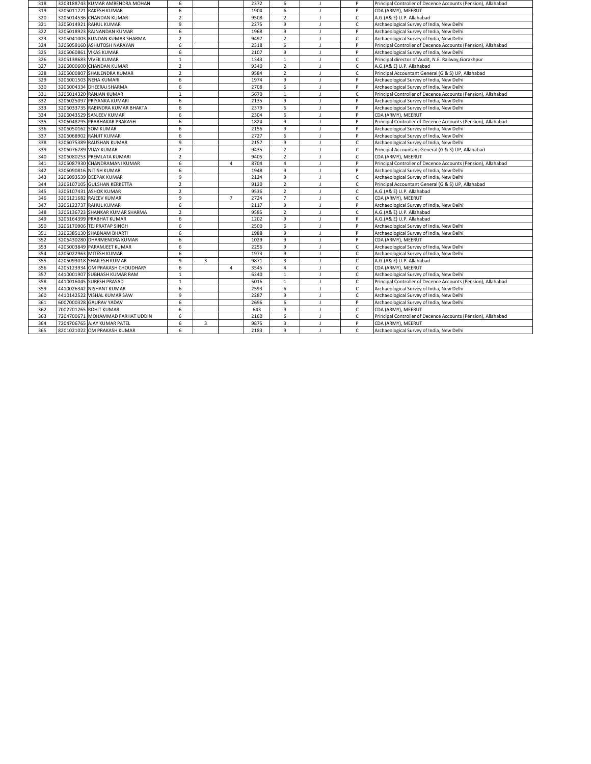| | | | | | | | | | | |
|---|---|---|---|---|---|---|---|---|---|---|
| 318 | 3203188743 | KUMAR AMRENDRA MOHAN | 6 | | | 2372 | 6 | J | P | Principal Controller of Decence Accounts (Pension), Allahabad |
| 319 | 3205011721 | RAKESH KUMAR | 6 | | | 1904 | 6 | J | P | CDA (ARMY), MEERUT |
| 320 | 3205014536 | CHANDAN KUMAR | 2 | | | 9508 | 2 | J | C | A.G.(A& E) U.P. Allahabad |
| 321 | 3205014921 | RAHUL KUMAR | 9 | | | 2275 | 9 | J | C | Archaeological Survey of India, New Delhi |
| 322 | 3205018923 | RAJNANDAN KUMAR | 6 | | | 1968 | 9 | J | P | Archaeological Survey of India, New Delhi |
| 323 | 3205041003 | KUNDAN KUMAR SHARMA | 2 | | | 9497 | 2 | J | C | Archaeological Survey of India, New Delhi |
| 324 | 3205059160 | ASHUTOSH NARAYAN | 6 | | | 2318 | 6 | J | P | Principal Controller of Decence Accounts (Pension), Allahabad |
| 325 | 3205060861 | VIKAS KUMAR | 6 | | | 2107 | 9 | J | P | Archaeological Survey of India, New Delhi |
| 326 | 3205138683 | VIVEK KUMAR | 1 | | | 1343 | 1 | J | C | Principal director of Audit, N.E. Railway,Gorakhpur |
| 327 | 3206000600 | CHANDAN KUMAR | 2 | | | 9340 | 2 | J | C | A.G.(A& E) U.P. Allahabad |
| 328 | 3206000807 | SHAILENDRA KUMAR | 2 | | | 9584 | 2 | J | C | Principal Accountant General (G & S) UP, Allahabad |
| 329 | 3206001503 | NEHA KUMARI | 6 | | | 1974 | 9 | J | P | Archaeological Survey of India, New Delhi |
| 330 | 3206004334 | DHEERAJ SHARMA | 6 | | | 2708 | 6 | J | P | Archaeological Survey of India, New Delhi |
| 331 | 3206014320 | RANJAN KUMAR | 1 | | | 5670 | 1 | J | C | Principal Controller of Decence Accounts (Pension), Allahabad |
| 332 | 3206025097 | PRIYANKA KUMARI | 6 | | | 2135 | 9 | J | P | Archaeological Survey of India, New Delhi |
| 333 | 3206033735 | RABINDRA KUMAR BHAKTA | 6 | | | 2379 | 6 | J | P | Archaeological Survey of India, New Delhi |
| 334 | 3206043529 | SANJEEV KUMAR | 6 | | | 2304 | 6 | J | P | CDA (ARMY), MEERUT |
| 335 | 3206048295 | PRABHAKAR PRAKASH | 6 | | | 1824 | 9 | J | P | Principal Controller of Decence Accounts (Pension), Allahabad |
| 336 | 3206050162 | SOM KUMAR | 6 | | | 2156 | 9 | J | P | Archaeological Survey of India, New Delhi |
| 337 | 3206068902 | RANJIT KUMAR | 6 | | | 2727 | 6 | J | P | Archaeological Survey of India, New Delhi |
| 338 | 3206075389 | RAUSHAN KUMAR | 9 | | | 2157 | 9 | J | C | Archaeological Survey of India, New Delhi |
| 339 | 3206076789 | VIJAY KUMAR | 2 | | | 9435 | 2 | J | C | Principal Accountant General (G & S) UP, Allahabad |
| 340 | 3206080253 | PREMLATA KUMARI | 2 | | | 9405 | 2 | J | C | CDA (ARMY), MEERUT |
| 341 | 3206087930 | CHANDRAMANI KUMAR | 6 | | 4 | 8704 | 4 | J | P | Principal Controller of Decence Accounts (Pension), Allahabad |
| 342 | 3206090816 | NITISH KUMAR | 6 | | | 1948 | 9 | J | P | Archaeological Survey of India, New Delhi |
| 343 | 3206093539 | DEEPAK KUMAR | 9 | | | 2124 | 9 | J | C | Archaeological Survey of India, New Delhi |
| 344 | 3206107105 | GULSHAN KERKETTA | 2 | | | 9120 | 2 | J | C | Principal Accountant General (G & S) UP, Allahabad |
| 345 | 3206107431 | ASHOK KUMAR | 2 | | | 9536 | 2 | J | C | A.G.(A& E) U.P. Allahabad |
| 346 | 3206121682 | RAJEEV KUMAR | 9 | | 7 | 2724 | 7 | J | C | CDA (ARMY), MEERUT |
| 347 | 3206122737 | RAHUL KUMAR | 6 | | | 2117 | 9 | J | P | Archaeological Survey of India, New Delhi |
| 348 | 3206136723 | SHANKAR KUMAR SHARMA | 2 | | | 9585 | 2 | J | C | A.G.(A& E) U.P. Allahabad |
| 349 | 3206164399 | PRABHAT KUMAR | 6 | | | 1202 | 9 | J | P | A.G.(A& E) U.P. Allahabad |
| 350 | 3206170906 | TEJ PRATAP SINGH | 6 | | | 2500 | 6 | J | P | Archaeological Survey of India, New Delhi |
| 351 | 3206385130 | SHABNAM BHARTI | 6 | | | 1988 | 9 | J | P | Archaeological Survey of India, New Delhi |
| 352 | 3206430280 | DHARMENDRA KUMAR | 6 | | | 1029 | 9 | J | P | CDA (ARMY), MEERUT |
| 353 | 4205003849 | PARAMJEET KUMAR | 6 | | | 2256 | 9 | J | C | Archaeological Survey of India, New Delhi |
| 354 | 4205022963 | MITESH KUMAR | 6 | | | 1973 | 9 | J | C | Archaeological Survey of India, New Delhi |
| 355 | 4205093018 | SHAILESH KUMAR | 9 | 3 | | 9871 | 3 | J | C | A.G.(A& E) U.P. Allahabad |
| 356 | 4205123934 | OM PRAKASH CHOUDHARY | 6 | | 4 | 3545 | 4 | J | C | CDA (ARMY), MEERUT |
| 357 | 4410001907 | SUBHASH KUMAR RAM | 1 | | | 6240 | 1 | J | C | Archaeological Survey of India, New Delhi |
| 358 | 4410016045 | SURESH PRASAD | 1 | | | 5016 | 1 | J | C | Principal Controller of Decence Accounts (Pension), Allahabad |
| 359 | 4410026342 | NISHANT KUMAR | 6 | | | 2593 | 6 | J | C | Archaeological Survey of India, New Delhi |
| 360 | 4410142522 | VISHAL KUMAR SAW | 9 | | | 2287 | 9 | J | C | Archaeological Survey of India, New Delhi |
| 361 | 6007000328 | GAURAV YADAV | 6 | | | 2696 | 6 | J | P | Archaeological Survey of India, New Delhi |
| 362 | 7002701265 | ROHIT KUMAR | 6 | | | 643 | 9 | J | C | CDA (ARMY), MEERUT |
| 363 | 7204700671 | MOHAMMAD FARHAT UDDIN | 6 | | | 2160 | 6 | J | C | Principal Controller of Decence Accounts (Pension), Allahabad |
| 364 | 7204706765 | AJAY KUMAR PATEL | 6 | 3 | | 9875 | 3 | J | P | CDA (ARMY), MEERUT |
| 365 | 8201021022 | OM PRAKASH KUMAR | 6 | | | 2183 | 9 | J | C | Archaeological Survey of India, New Delhi |